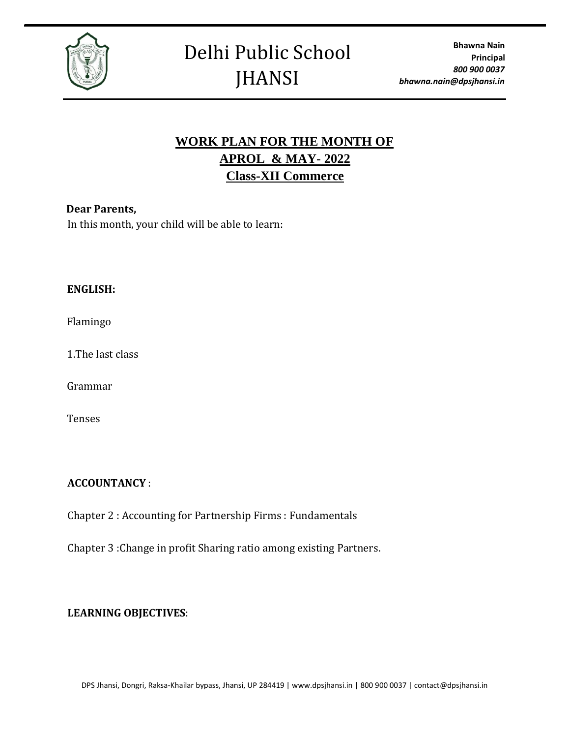# Delhi Public School JHANSI

**Bhawna Nain**
**Principal**
***800 900 0037***
***bhawna.nain@dpsjhansi.in***

## WORK PLAN FOR THE MONTH OF APROL & MAY- 2022
## Class-XII Commerce

**Dear Parents,**

In this month, your child will be able to learn:

**ENGLISH:**

Flamingo

1.The last class

Grammar

Tenses

**ACCOUNTANCY** :

Chapter 2 : Accounting for Partnership Firms : Fundamentals

Chapter 3 :Change in profit Sharing ratio among existing Partners.

**LEARNING OBJECTIVES**: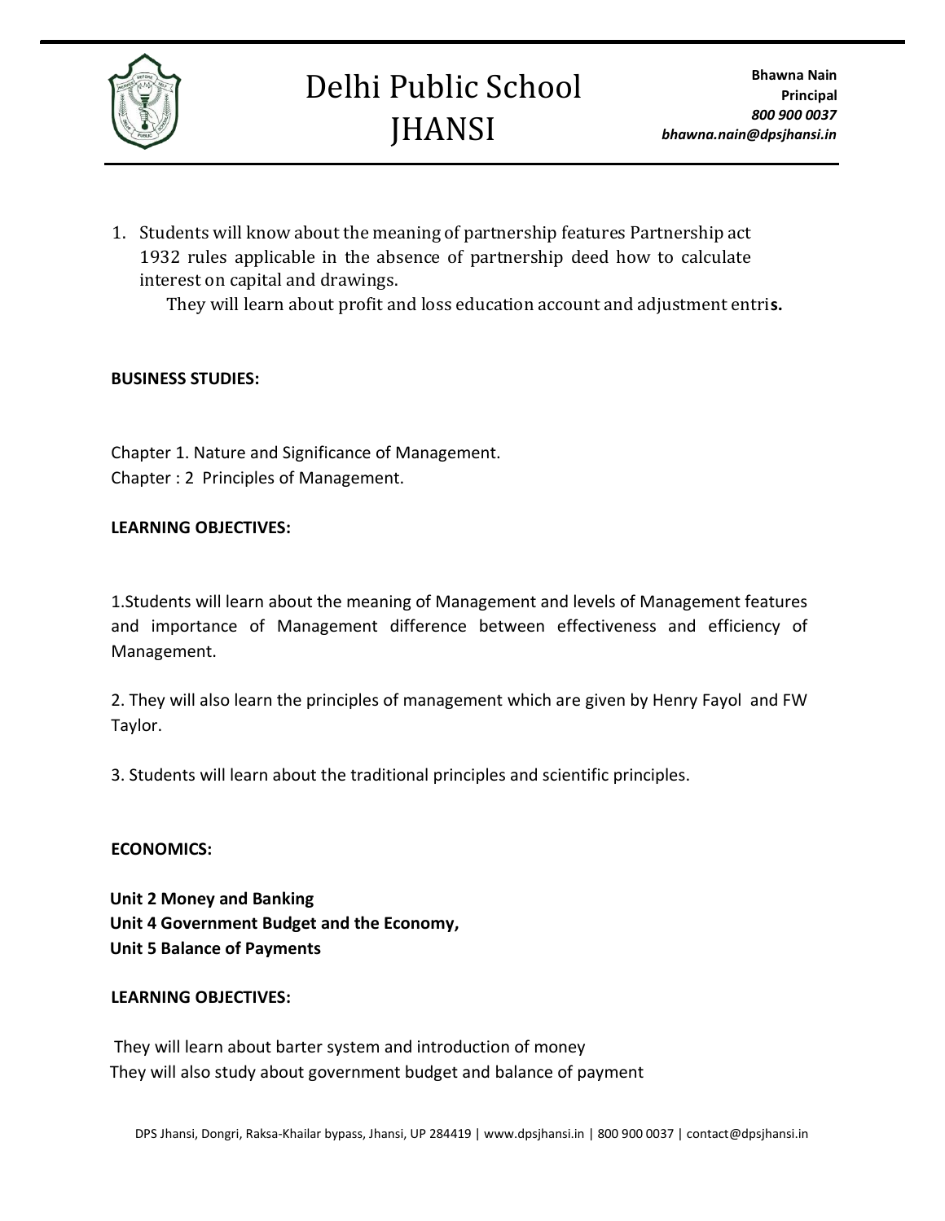1. Students will know about the meaning of partnership features Partnership act 1932 rules applicable in the absence of partnership deed how to calculate interest on capital and drawings.

   They will learn about profit and loss education account and adjustment entri**s.**

**BUSINESS STUDIES:**

Chapter 1. Nature and Significance of Management.
Chapter : 2 Principles of Management.

**LEARNING OBJECTIVES:**

1.Students will learn about the meaning of Management and levels of Management features and importance of Management difference between effectiveness and efficiency of Management.

2. They will also learn the principles of management which are given by Henry Fayol and FW Taylor.

3. Students will learn about the traditional principles and scientific principles.

**ECONOMICS:**

**Unit 2 Money and Banking**
**Unit 4 Government Budget and the Economy,**
**Unit 5 Balance of Payments**

**LEARNING OBJECTIVES:**

They will learn about barter system and introduction of money
They will also study about government budget and balance of payment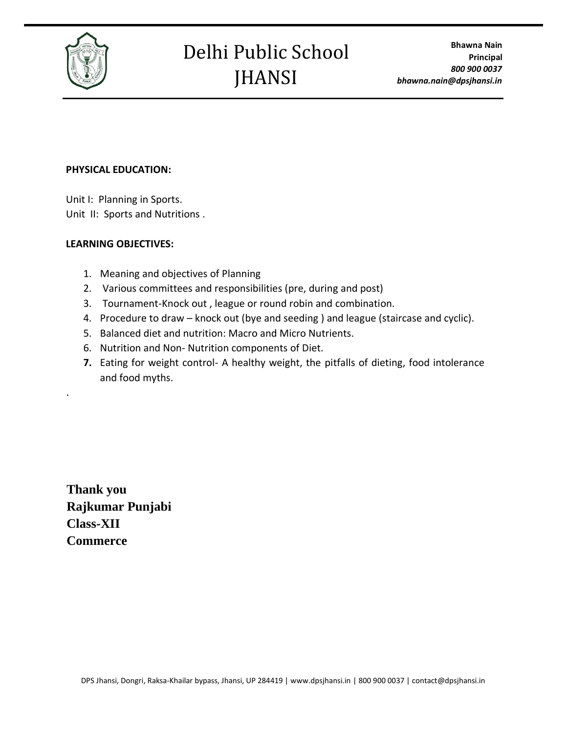**PHYSICAL EDUCATION:**

Unit I: Planning in Sports.
Unit II: Sports and Nutritions .

**LEARNING OBJECTIVES:**

1. Meaning and objectives of Planning
2. Various committees and responsibilities (pre, during and post)
3. Tournament-Knock out , league or round robin and combination.
4. Procedure to draw – knock out (bye and seeding ) and league (staircase and cyclic).
5. Balanced diet and nutrition: Macro and Micro Nutrients.
6. Nutrition and Non- Nutrition components of Diet.
7. Eating for weight control- A healthy weight, the pitfalls of dieting, food intolerance and food myths.

.

**Thank you**
**Rajkumar Punjabi**
**Class-XII**
**Commerce**